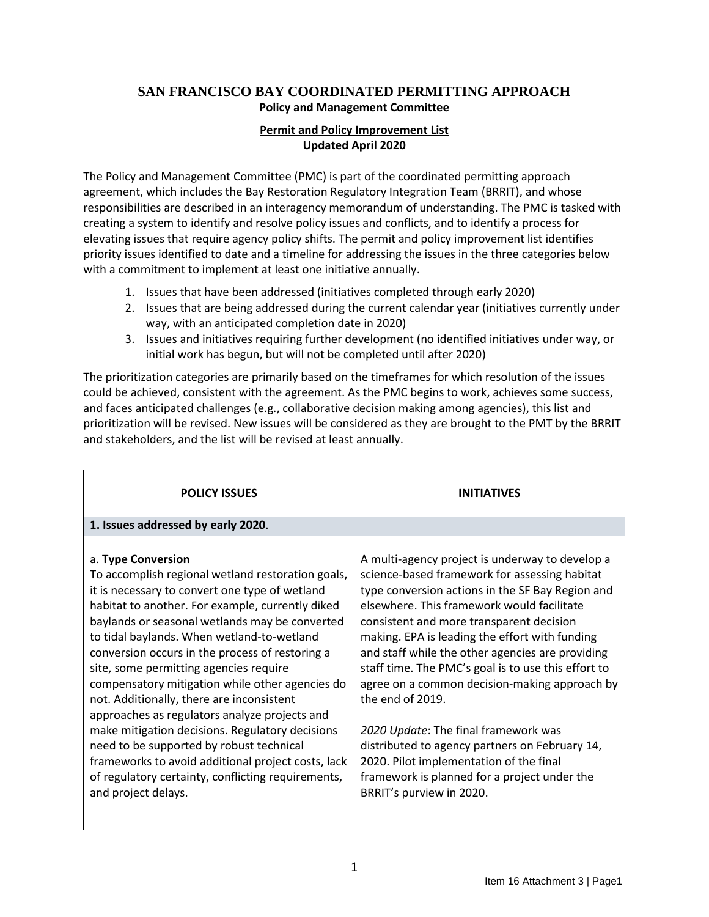# SAN FRANCISCO BAY COORDINATED PERMITTING APPROACH

**Policy and Management Committee**

**Permit and Policy Improvement List**
**Updated April 2020**

The Policy and Management Committee (PMC) is part of the coordinated permitting approach agreement, which includes the Bay Restoration Regulatory Integration Team (BRRIT), and whose responsibilities are described in an interagency memorandum of understanding. The PMC is tasked with creating a system to identify and resolve policy issues and conflicts, and to identify a process for elevating issues that require agency policy shifts. The permit and policy improvement list identifies priority issues identified to date and a timeline for addressing the issues in the three categories below with a commitment to implement at least one initiative annually.

1. Issues that have been addressed (initiatives completed through early 2020)
2. Issues that are being addressed during the current calendar year (initiatives currently under way, with an anticipated completion date in 2020)
3. Issues and initiatives requiring further development (no identified initiatives under way, or initial work has begun, but will not be completed until after 2020)

The prioritization categories are primarily based on the timeframes for which resolution of the issues could be achieved, consistent with the agreement. As the PMC begins to work, achieves some success, and faces anticipated challenges (e.g., collaborative decision making among agencies), this list and prioritization will be revised. New issues will be considered as they are brought to the PMT by the BRRIT and stakeholders, and the list will be revised at least annually.

| POLICY ISSUES | INITIATIVES |
|---|---|
| **1. Issues addressed by early 2020**. | |
| a. **Type Conversion**<br>To accomplish regional wetland restoration goals, it is necessary to convert one type of wetland habitat to another. For example, currently diked baylands or seasonal wetlands may be converted to tidal baylands. When wetland-to-wetland conversion occurs in the process of restoring a site, some permitting agencies require compensatory mitigation while other agencies do not. Additionally, there are inconsistent approaches as regulators analyze projects and make mitigation decisions. Regulatory decisions need to be supported by robust technical frameworks to avoid additional project costs, lack of regulatory certainty, conflicting requirements, and project delays. | A multi-agency project is underway to develop a science-based framework for assessing habitat type conversion actions in the SF Bay Region and elsewhere. This framework would facilitate consistent and more transparent decision making. EPA is leading the effort with funding and staff while the other agencies are providing staff time. The PMC's goal is to use this effort to agree on a common decision-making approach by the end of 2019.<br><br>*2020 Update*: The final framework was distributed to agency partners on February 14, 2020. Pilot implementation of the final framework is planned for a project under the BRRIT's purview in 2020. |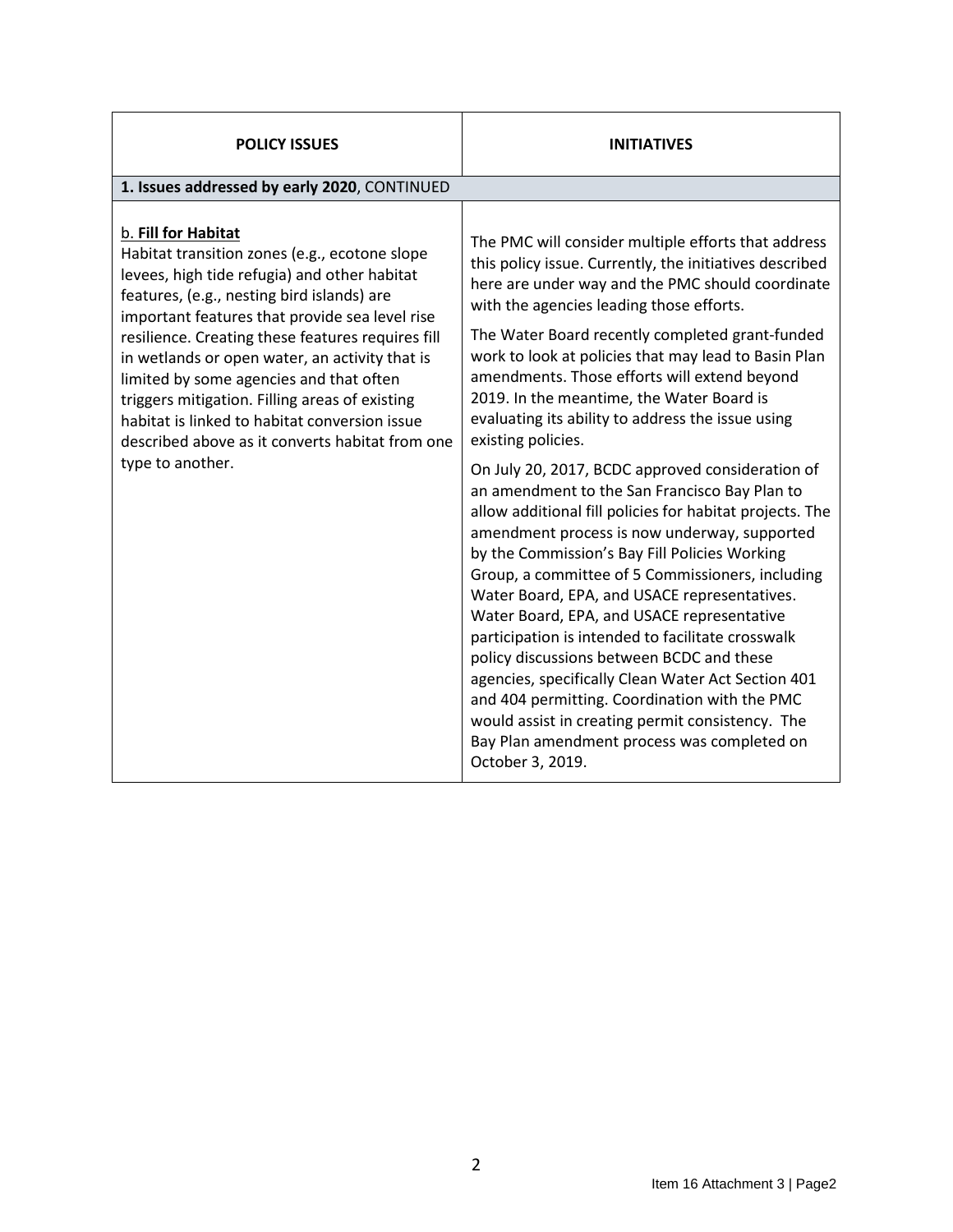| POLICY ISSUES | INITIATIVES |
| --- | --- |
| **1. Issues addressed by early 2020**, CONTINUED | |
| b. **<u>Fill for Habitat</u>**<br>Habitat transition zones (e.g., ecotone slope levees, high tide refugia) and other habitat features, (e.g., nesting bird islands) are important features that provide sea level rise resilience. Creating these features requires fill in wetlands or open water, an activity that is limited by some agencies and that often triggers mitigation. Filling areas of existing habitat is linked to habitat conversion issue described above as it converts habitat from one type to another. | The PMC will consider multiple efforts that address this policy issue. Currently, the initiatives described here are under way and the PMC should coordinate with the agencies leading those efforts.<br><br>The Water Board recently completed grant-funded work to look at policies that may lead to Basin Plan amendments. Those efforts will extend beyond 2019. In the meantime, the Water Board is evaluating its ability to address the issue using existing policies.<br><br>On July 20, 2017, BCDC approved consideration of an amendment to the San Francisco Bay Plan to allow additional fill policies for habitat projects. The amendment process is now underway, supported by the Commission's Bay Fill Policies Working Group, a committee of 5 Commissioners, including Water Board, EPA, and USACE representatives. Water Board, EPA, and USACE representative participation is intended to facilitate crosswalk policy discussions between BCDC and these agencies, specifically Clean Water Act Section 401 and 404 permitting. Coordination with the PMC would assist in creating permit consistency. The Bay Plan amendment process was completed on October 3, 2019. |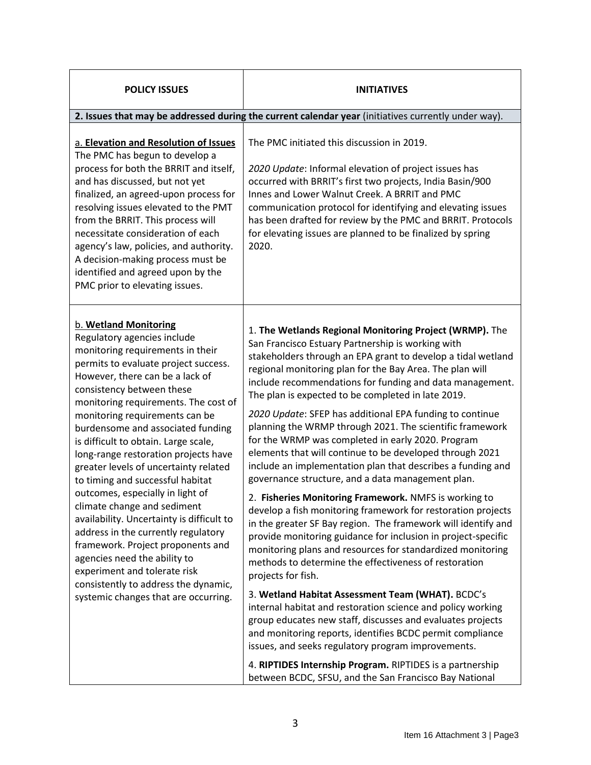| POLICY ISSUES | INITIATIVES |
|---|---|
| **2. Issues that may be addressed during the current calendar year** (initiatives currently under way). | |
| a. **Elevation and Resolution of Issues**<br>The PMC has begun to develop a process for both the BRRIT and itself, and has discussed, but not yet finalized, an agreed-upon process for resolving issues elevated to the PMT from the BRRIT. This process will necessitate consideration of each agency's law, policies, and authority. A decision-making process must be identified and agreed upon by the PMC prior to elevating issues. | The PMC initiated this discussion in 2019.<br><br>*2020 Update*: Informal elevation of project issues has occurred with BRRIT's first two projects, India Basin/900 Innes and Lower Walnut Creek. A BRRIT and PMC communication protocol for identifying and elevating issues has been drafted for review by the PMC and BRRIT. Protocols for elevating issues are planned to be finalized by spring 2020. |
| b. **Wetland Monitoring**<br>Regulatory agencies include monitoring requirements in their permits to evaluate project success. However, there can be a lack of consistency between these monitoring requirements. The cost of monitoring requirements can be burdensome and associated funding is difficult to obtain. Large scale, long-range restoration projects have greater levels of uncertainty related to timing and successful habitat outcomes, especially in light of climate change and sediment availability. Uncertainty is difficult to address in the currently regulatory framework. Project proponents and agencies need the ability to experiment and tolerate risk consistently to address the dynamic, systemic changes that are occurring. | 1. **The Wetlands Regional Monitoring Project (WRMP).** The San Francisco Estuary Partnership is working with stakeholders through an EPA grant to develop a tidal wetland regional monitoring plan for the Bay Area. The plan will include recommendations for funding and data management. The plan is expected to be completed in late 2019.<br><br>*2020 Update*: SFEP has additional EPA funding to continue planning the WRMP through 2021. The scientific framework for the WRMP was completed in early 2020. Program elements that will continue to be developed through 2021 include an implementation plan that describes a funding and governance structure, and a data management plan.<br><br>2. **Fisheries Monitoring Framework.** NMFS is working to develop a fish monitoring framework for restoration projects in the greater SF Bay region. The framework will identify and provide monitoring guidance for inclusion in project-specific monitoring plans and resources for standardized monitoring methods to determine the effectiveness of restoration projects for fish.<br><br>3. **Wetland Habitat Assessment Team (WHAT).** BCDC's internal habitat and restoration science and policy working group educates new staff, discusses and evaluates projects and monitoring reports, identifies BCDC permit compliance issues, and seeks regulatory program improvements.<br><br>4. **RIPTIDES Internship Program.** RIPTIDES is a partnership between BCDC, SFSU, and the San Francisco Bay National |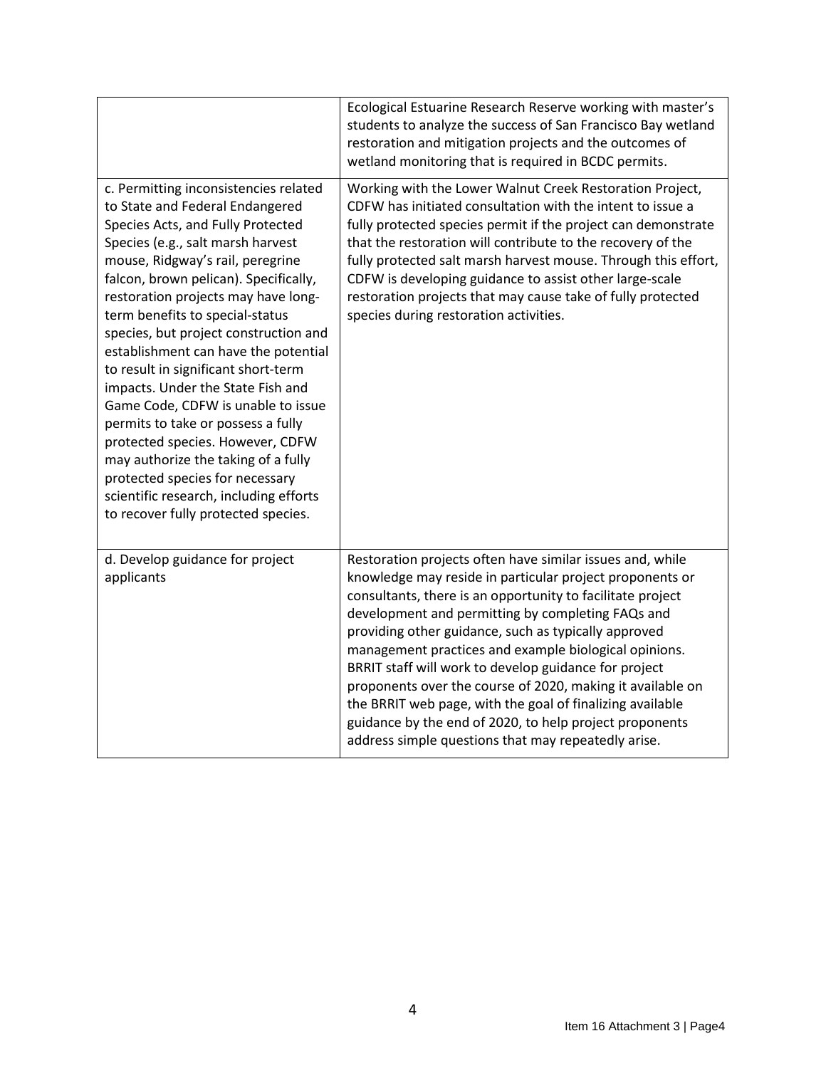| | |
|---|---|
| | Ecological Estuarine Research Reserve working with master's students to analyze the success of San Francisco Bay wetland restoration and mitigation projects and the outcomes of wetland monitoring that is required in BCDC permits. |
| c. Permitting inconsistencies related to State and Federal Endangered Species Acts, and Fully Protected Species (e.g., salt marsh harvest mouse, Ridgway's rail, peregrine falcon, brown pelican). Specifically, restoration projects may have long-term benefits to special-status species, but project construction and establishment can have the potential to result in significant short-term impacts. Under the State Fish and Game Code, CDFW is unable to issue permits to take or possess a fully protected species. However, CDFW may authorize the taking of a fully protected species for necessary scientific research, including efforts to recover fully protected species. | Working with the Lower Walnut Creek Restoration Project, CDFW has initiated consultation with the intent to issue a fully protected species permit if the project can demonstrate that the restoration will contribute to the recovery of the fully protected salt marsh harvest mouse. Through this effort, CDFW is developing guidance to assist other large-scale restoration projects that may cause take of fully protected species during restoration activities. |
| d. Develop guidance for project applicants | Restoration projects often have similar issues and, while knowledge may reside in particular project proponents or consultants, there is an opportunity to facilitate project development and permitting by completing FAQs and providing other guidance, such as typically approved management practices and example biological opinions. BRRIT staff will work to develop guidance for project proponents over the course of 2020, making it available on the BRRIT web page, with the goal of finalizing available guidance by the end of 2020, to help project proponents address simple questions that may repeatedly arise. |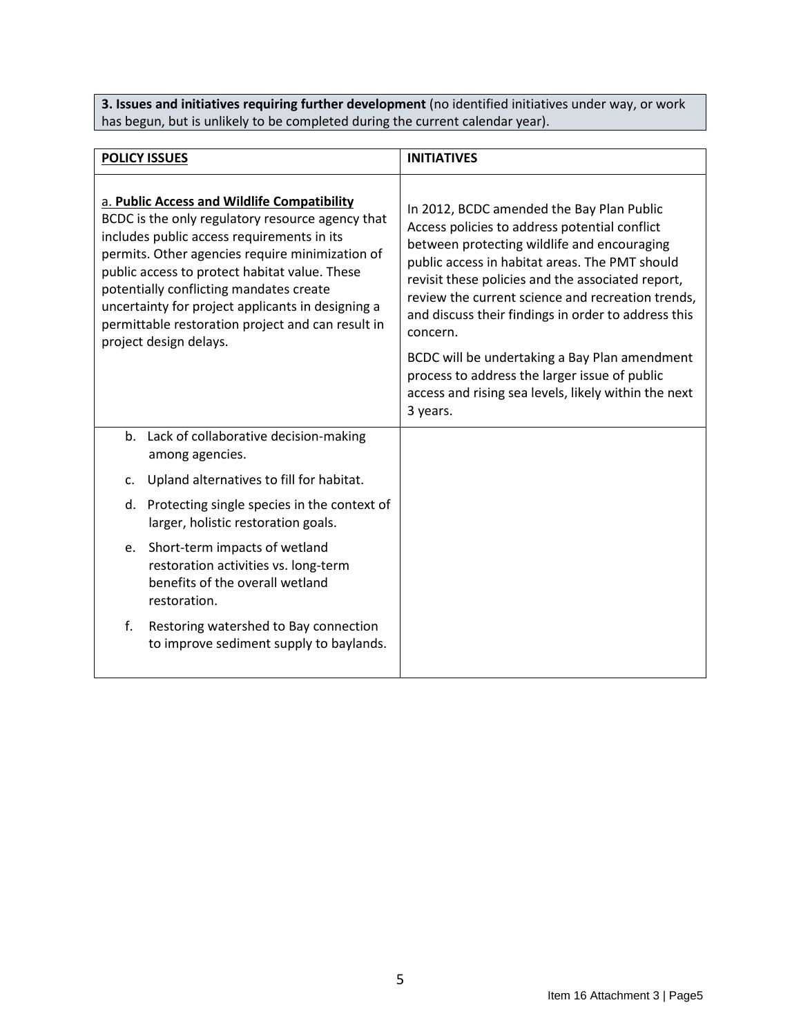**3. Issues and initiatives requiring further development** (no identified initiatives under way, or work has begun, but is unlikely to be completed during the current calendar year).

| POLICY ISSUES | INITIATIVES |
|---|---|
| a. **Public Access and Wildlife Compatibility** BCDC is the only regulatory resource agency that includes public access requirements in its permits. Other agencies require minimization of public access to protect habitat value. These potentially conflicting mandates create uncertainty for project applicants in designing a permittable restoration project and can result in project design delays. | In 2012, BCDC amended the Bay Plan Public Access policies to address potential conflict between protecting wildlife and encouraging public access in habitat areas. The PMT should revisit these policies and the associated report, review the current science and recreation trends, and discuss their findings in order to address this concern. BCDC will be undertaking a Bay Plan amendment process to address the larger issue of public access and rising sea levels, likely within the next 3 years. |
| b. Lack of collaborative decision-making among agencies. c. Upland alternatives to fill for habitat. d. Protecting single species in the context of larger, holistic restoration goals. e. Short-term impacts of wetland restoration activities vs. long-term benefits of the overall wetland restoration. f. Restoring watershed to Bay connection to improve sediment supply to baylands. | |